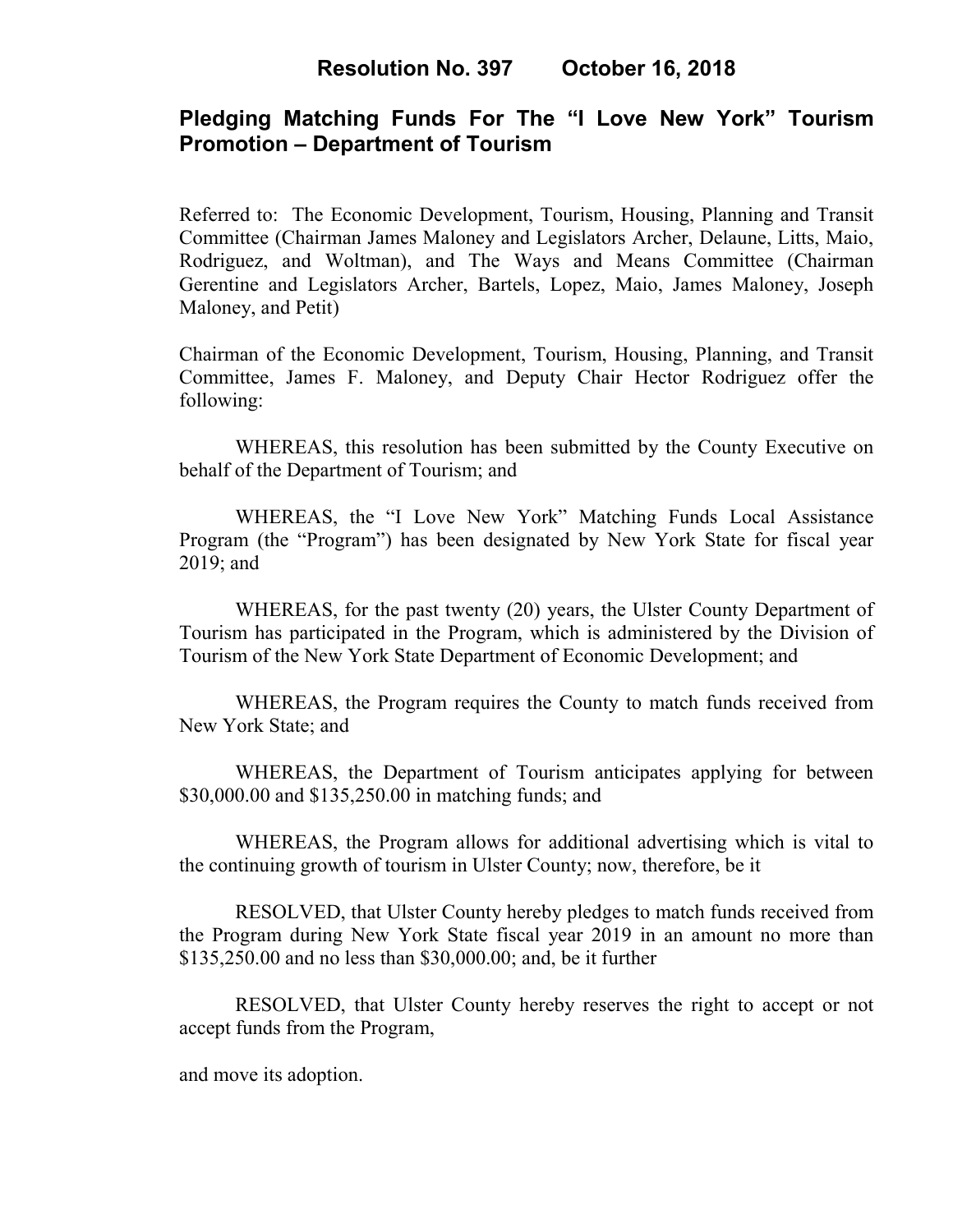# Resolution No. 397 October 16, 2018

## Pledging Matching Funds For The "I Love New York" Tourism Promotion – Department of Tourism

Referred to: The Economic Development, Tourism, Housing, Planning and Transit Committee (Chairman James Maloney and Legislators Archer, Delaune, Litts, Maio, Rodriguez, and Woltman), and The Ways and Means Committee (Chairman Gerentine and Legislators Archer, Bartels, Lopez, Maio, James Maloney, Joseph Maloney, and Petit)

Chairman of the Economic Development, Tourism, Housing, Planning, and Transit Committee, James F. Maloney, and Deputy Chair Hector Rodriguez offer the following:

WHEREAS, this resolution has been submitted by the County Executive on behalf of the Department of Tourism; and

WHEREAS, the "I Love New York" Matching Funds Local Assistance Program (the "Program") has been designated by New York State for fiscal year 2019; and

WHEREAS, for the past twenty (20) years, the Ulster County Department of Tourism has participated in the Program, which is administered by the Division of Tourism of the New York State Department of Economic Development; and

WHEREAS, the Program requires the County to match funds received from New York State; and

WHEREAS, the Department of Tourism anticipates applying for between $30,000.00 and $135,250.00 in matching funds; and

WHEREAS, the Program allows for additional advertising which is vital to the continuing growth of tourism in Ulster County; now, therefore, be it

RESOLVED, that Ulster County hereby pledges to match funds received from the Program during New York State fiscal year 2019 in an amount no more than $135,250.00 and no less than $30,000.00; and, be it further

RESOLVED, that Ulster County hereby reserves the right to accept or not accept funds from the Program,

and move its adoption.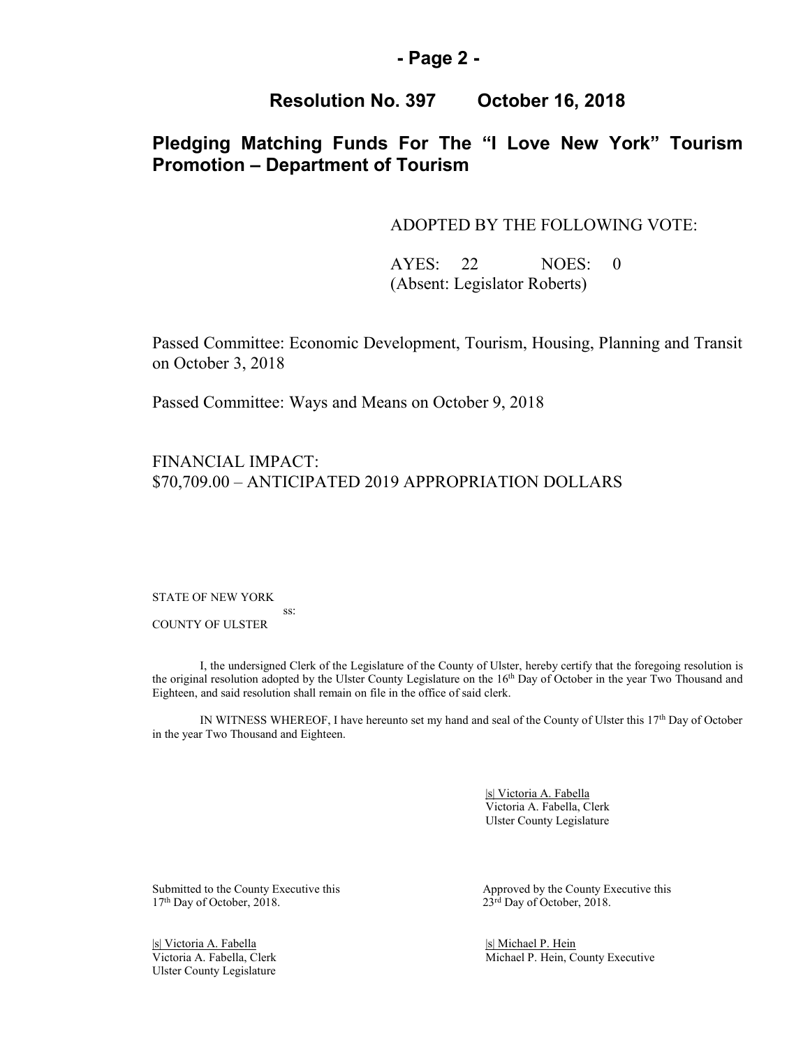## Resolution No. 397 October 16, 2018

## Pledging Matching Funds For The "I Love New York" Tourism Promotion – Department of Tourism

ADOPTED BY THE FOLLOWING VOTE:

AYES: 22 NOES: 0
(Absent: Legislator Roberts)

Passed Committee: Economic Development, Tourism, Housing, Planning and Transit on October 3, 2018

Passed Committee: Ways and Means on October 9, 2018

FINANCIAL IMPACT:
$70,709.00 – ANTICIPATED 2019 APPROPRIATION DOLLARS

STATE OF NEW YORK
ss:
COUNTY OF ULSTER

I, the undersigned Clerk of the Legislature of the County of Ulster, hereby certify that the foregoing resolution is the original resolution adopted by the Ulster County Legislature on the 16th Day of October in the year Two Thousand and Eighteen, and said resolution shall remain on file in the office of said clerk.

IN WITNESS WHEREOF, I have hereunto set my hand and seal of the County of Ulster this 17th Day of October in the year Two Thousand and Eighteen.

|s| Victoria A. Fabella
Victoria A. Fabella, Clerk
Ulster County Legislature

Submitted to the County Executive this 17th Day of October, 2018.

|s| Victoria A. Fabella
Victoria A. Fabella, Clerk
Ulster County Legislature

Approved by the County Executive this 23rd Day of October, 2018.

|s| Michael P. Hein
Michael P. Hein, County Executive